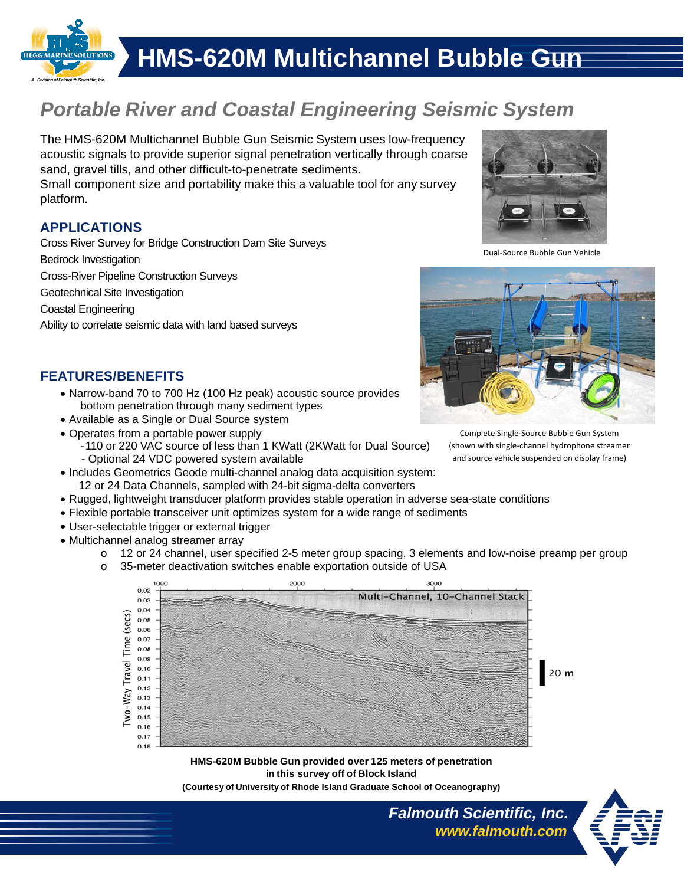# HMS-620M Multichannel Bubble Gun

## *Portable River and Coastal Engineering Seismic System*

The HMS-620M Multichannel Bubble Gun Seismic System uses low-frequency acoustic signals to provide superior signal penetration vertically through coarse sand, gravel tills, and other difficult-to-penetrate sediments.
Small component size and portability make this a valuable tool for any survey platform.

Dual-Source Bubble Gun Vehicle

### APPLICATIONS

Cross River Survey for Bridge Construction Dam Site Surveys

Bedrock Investigation

Cross-River Pipeline Construction Surveys

Geotechnical Site Investigation

Coastal Engineering

Ability to correlate seismic data with land based surveys

Complete Single-Source Bubble Gun System (shown with single-channel hydrophone streamer and source vehicle suspended on display frame)

### FEATURES/BENEFITS

- Narrow-band 70 to 700 Hz (100 Hz peak) acoustic source provides bottom penetration through many sediment types
- Available as a Single or Dual Source system
- Operates from a portable power supply
  - 110 or 220 VAC source of less than 1 KWatt (2KWatt for Dual Source)
  - Optional 24 VDC powered system available
- Includes Geometrics Geode multi-channel analog data acquisition system: 12 or 24 Data Channels, sampled with 24-bit sigma-delta converters
- Rugged, lightweight transducer platform provides stable operation in adverse sea-state conditions
- Flexible portable transceiver unit optimizes system for a wide range of sediments
- User-selectable trigger or external trigger
- Multichannel analog streamer array
  - 12 or 24 channel, user specified 2-5 meter group spacing, 3 elements and low-noise preamp per group
  - 35-meter deactivation switches enable exportation outside of USA

**HMS-620M Bubble Gun provided over 125 meters of penetration in this survey off of Block Island**
**(Courtesy of University of Rhode Island Graduate School of Oceanography)**

***Falmouth Scientific, Inc.***
***www.falmouth.com***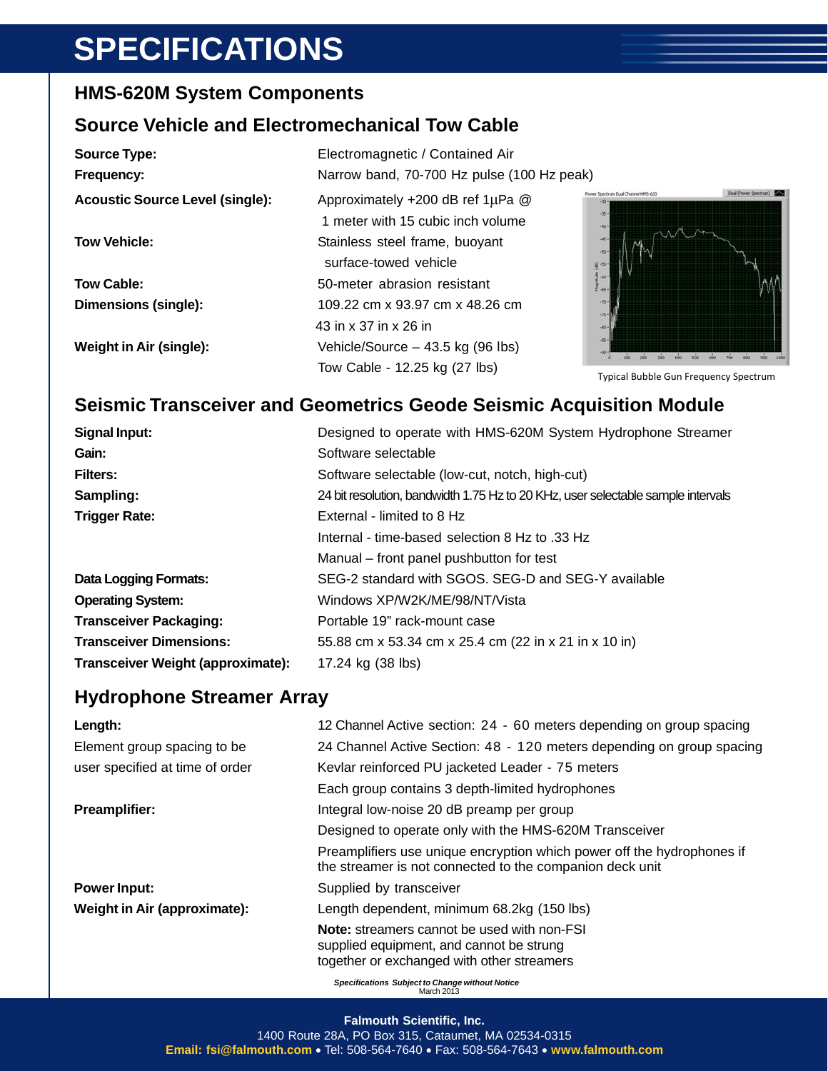# SPECIFICATIONS

## HMS-620M System Components

### Source Vehicle and Electromechanical Tow Cable

| | |
|---|---|
| **Source Type:** | Electromagnetic / Contained Air |
| **Frequency:** | Narrow band, 70-700 Hz pulse (100 Hz peak) |
| **Acoustic Source Level (single):** | Approximately +200 dB ref 1µPa @ 1 meter with 15 cubic inch volume |
| **Tow Vehicle:** | Stainless steel frame, buoyant surface-towed vehicle |
| **Tow Cable:** | 50-meter abrasion resistant |
| **Dimensions (single):** | 109.22 cm x 93.97 cm x 48.26 cm<br>43 in x 37 in x 26 in |
| **Weight in Air (single):** | Vehicle/Source – 43.5 kg (96 lbs)<br>Tow Cable - 12.25 kg (27 lbs) |

Power Spectrum Dual Channel HMS-620

Dual (Power Spectrum)

Magnitude (dB)

-30 -35 -40 -45 -50 -55 -60 -65 -70 -75 -80 -85 -90

0 100 200 300 400 500 600 700 800 900 1000

Typical Bubble Gun Frequency Spectrum

### Seismic Transceiver and Geometrics Geode Seismic Acquisition Module

| | |
|---|---|
| **Signal Input:** | Designed to operate with HMS-620M System Hydrophone Streamer |
| **Gain:** | Software selectable |
| **Filters:** | Software selectable (low-cut, notch, high-cut) |
| **Sampling:** | 24 bit resolution, bandwidth 1.75 Hz to 20 KHz, user selectable sample intervals |
| **Trigger Rate:** | External - limited to 8 Hz<br>Internal - time-based selection 8 Hz to .33 Hz<br>Manual – front panel pushbutton for test |
| **Data Logging Formats:** | SEG-2 standard with SGOS. SEG-D and SEG-Y available |
| **Operating System:** | Windows XP/W2K/ME/98/NT/Vista |
| **Transceiver Packaging:** | Portable 19" rack-mount case |
| **Transceiver Dimensions:** | 55.88 cm x 53.34 cm x 25.4 cm (22 in x 21 in x 10 in) |
| **Transceiver Weight (approximate):** | 17.24 kg (38 lbs) |

### Hydrophone Streamer Array

| | |
|---|---|
| **Length:**<br>Element group spacing to be user specified at time of order | 12 Channel Active section: 24 - 60 meters depending on group spacing<br>24 Channel Active Section: 48 - 120 meters depending on group spacing<br>Kevlar reinforced PU jacketed Leader - 75 meters<br>Each group contains 3 depth-limited hydrophones |
| **Preamplifier:** | Integral low-noise 20 dB preamp per group<br>Designed to operate only with the HMS-620M Transceiver<br>Preamplifiers use unique encryption which power off the hydrophones if the streamer is not connected to the companion deck unit |
| **Power Input:** | Supplied by transceiver |
| **Weight in Air (approximate):** | Length dependent, minimum 68.2kg (150 lbs) |

**Note:** streamers cannot be used with non-FSI supplied equipment, and cannot be strung together or exchanged with other streamers

***Specifications Subject to Change without Notice***
March 2013

**Falmouth Scientific, Inc.**
1400 Route 28A, PO Box 315, Cataumet, MA 02534-0315
**Email: fsi@falmouth.com** • Tel: 508-564-7640 • Fax: 508-564-7643 • **www.falmouth.com**